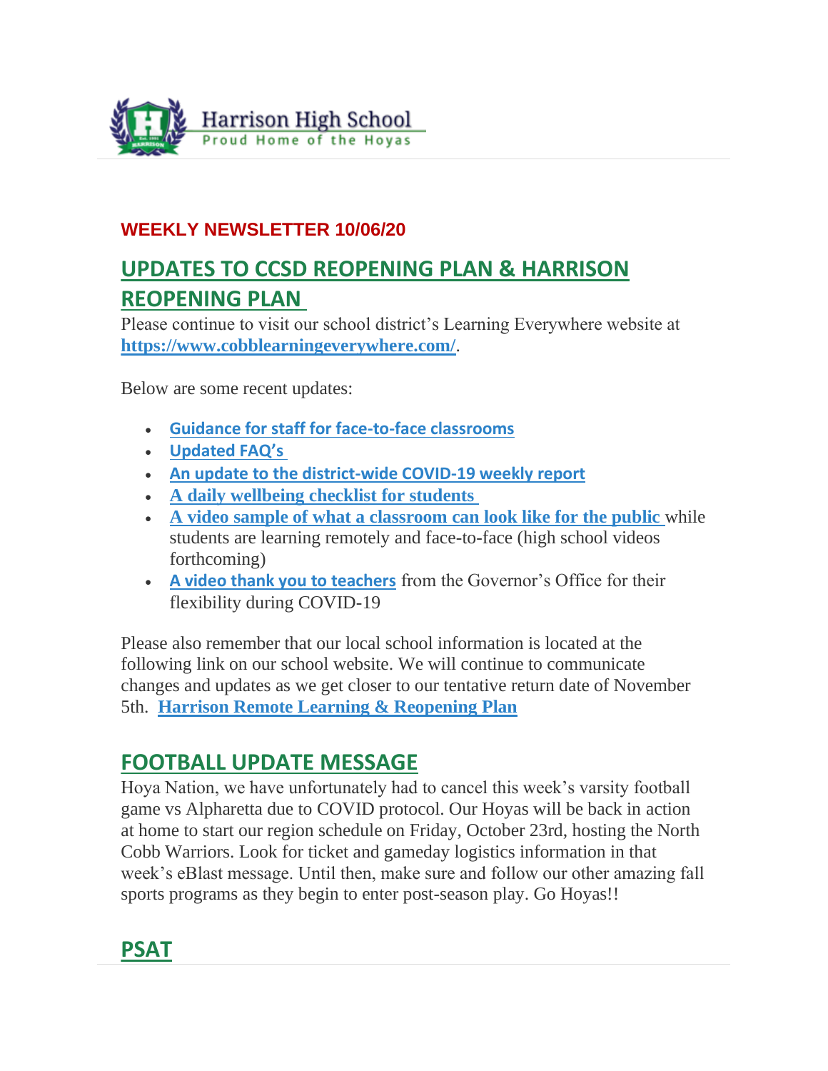Harrison High School
Proud Home of the Hoyas

**WEEKLY NEWSLETTER 10/06/20**

## UPDATES TO CCSD REOPENING PLAN & HARRISON REOPENING PLAN

Please continue to visit our school district's Learning Everywhere website at **https://www.cobblearningeverywhere.com/**.

Below are some recent updates:

- **Guidance for staff for face-to-face classrooms**
- **Updated FAQ's**
- **An update to the district-wide COVID-19 weekly report**
- **A daily wellbeing checklist for students**
- **A video sample of what a classroom can look like for the public** while students are learning remotely and face-to-face (high school videos forthcoming)
- **A video thank you to teachers** from the Governor's Office for their flexibility during COVID-19

Please also remember that our local school information is located at the following link on our school website. We will continue to communicate changes and updates as we get closer to our tentative return date of November 5th. **Harrison Remote Learning & Reopening Plan**

## FOOTBALL UPDATE MESSAGE

Hoya Nation, we have unfortunately had to cancel this week's varsity football game vs Alpharetta due to COVID protocol. Our Hoyas will be back in action at home to start our region schedule on Friday, October 23rd, hosting the North Cobb Warriors. Look for ticket and gameday logistics information in that week's eBlast message. Until then, make sure and follow our other amazing fall sports programs as they begin to enter post-season play. Go Hoyas!!

## PSAT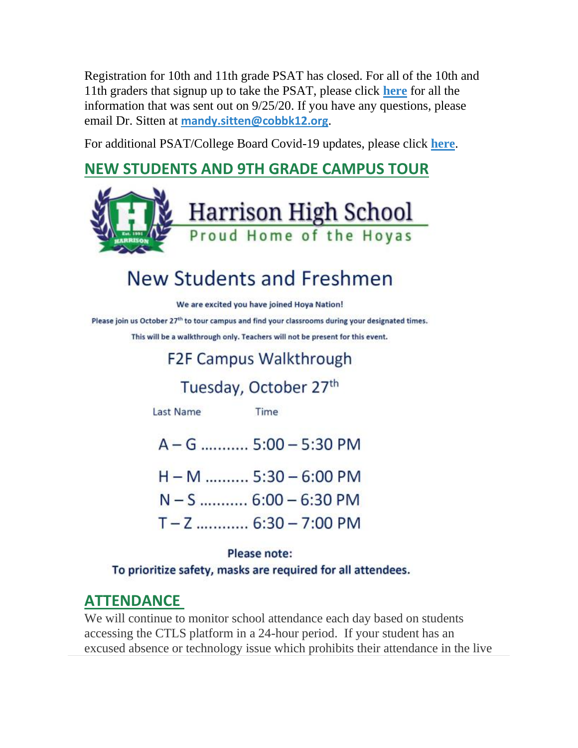Registration for 10th and 11th grade PSAT has closed. For all of the 10th and 11th graders that signup up to take the PSAT, please click **here** for all the information that was sent out on 9/25/20. If you have any questions, please email Dr. Sitten at **mandy.sitten@cobbk12.org**.

For additional PSAT/College Board Covid-19 updates, please click **here**.

## NEW STUDENTS AND 9TH GRADE CAMPUS TOUR

Harrison High School

Proud Home of the Hoyas

# New Students and Freshmen

**We are excited you have joined Hoya Nation!**

**Please join us October 27th to tour campus and find your classrooms during your designated times.**

**This will be a walkthrough only. Teachers will not be present for this event.**

F2F Campus Walkthrough

Tuesday, October 27th

| Last Name | Time |
| --- | --- |
| A – G | 5:00 – 5:30 PM |
| H – M | 5:30 – 6:00 PM |
| N – S | 6:00 – 6:30 PM |
| T – Z | 6:30 – 7:00 PM |

**Please note:**

**To prioritize safety, masks are required for all attendees.**

## ATTENDANCE

We will continue to monitor school attendance each day based on students accessing the CTLS platform in a 24-hour period. If your student has an excused absence or technology issue which prohibits their attendance in the live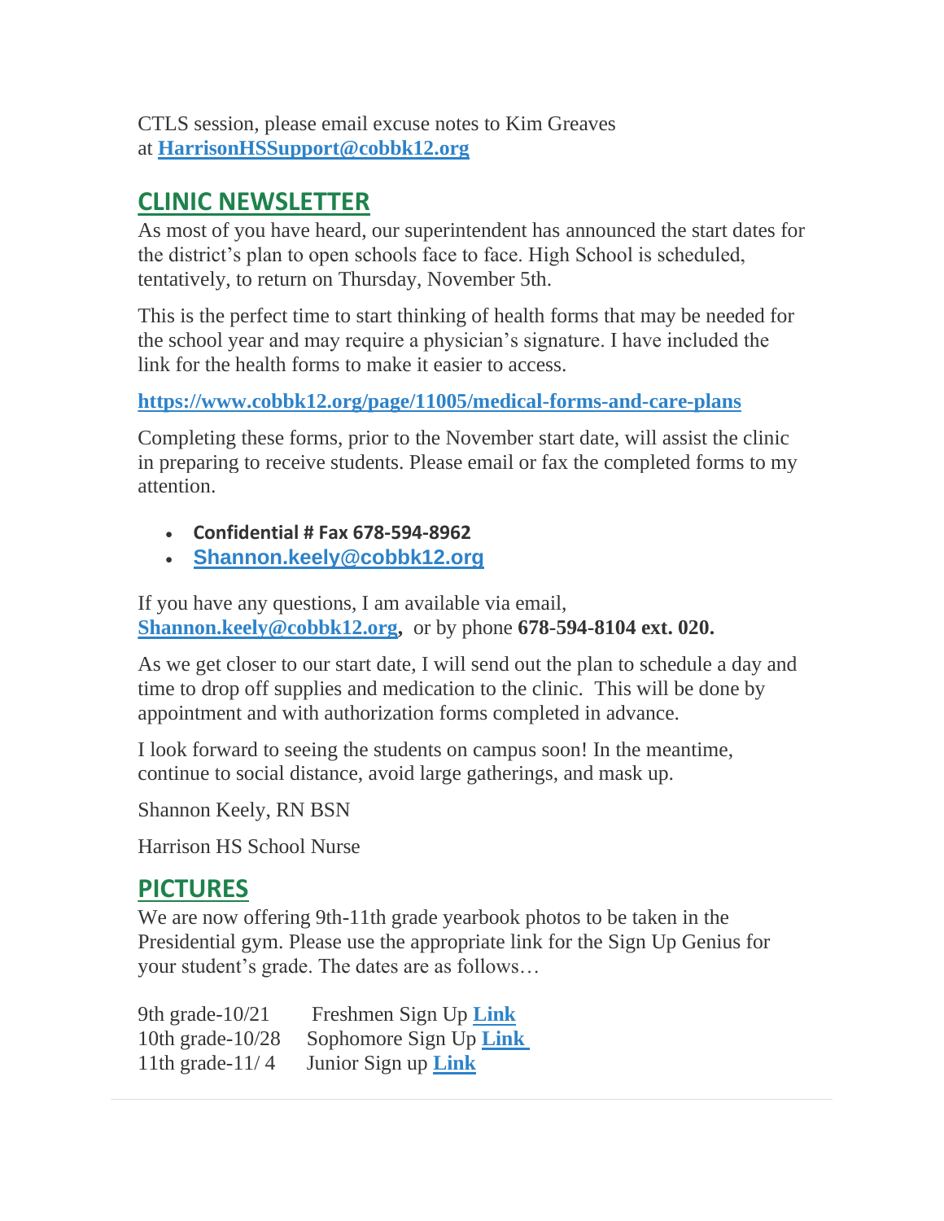CTLS session, please email excuse notes to Kim Greaves at **HarrisonHSSupport@cobbk12.org**

## CLINIC NEWSLETTER

As most of you have heard, our superintendent has announced the start dates for the district's plan to open schools face to face. High School is scheduled, tentatively, to return on Thursday, November 5th.

This is the perfect time to start thinking of health forms that may be needed for the school year and may require a physician's signature. I have included the link for the health forms to make it easier to access.

**https://www.cobbk12.org/page/11005/medical-forms-and-care-plans**

Completing these forms, prior to the November start date, will assist the clinic in preparing to receive students. Please email or fax the completed forms to my attention.

- **Confidential # Fax 678-594-8962**
- **Shannon.keely@cobbk12.org**

If you have any questions, I am available via email, **Shannon.keely@cobbk12.org,** or by phone **678-594-8104 ext. 020.**

As we get closer to our start date, I will send out the plan to schedule a day and time to drop off supplies and medication to the clinic. This will be done by appointment and with authorization forms completed in advance.

I look forward to seeing the students on campus soon! In the meantime, continue to social distance, avoid large gatherings, and mask up.

Shannon Keely, RN BSN

Harrison HS School Nurse

## PICTURES

We are now offering 9th-11th grade yearbook photos to be taken in the Presidential gym. Please use the appropriate link for the Sign Up Genius for your student's grade. The dates are as follows…

9th grade-10/21 Freshmen Sign Up **Link**
10th grade-10/28 Sophomore Sign Up **Link**
11th grade-11/ 4 Junior Sign up **Link**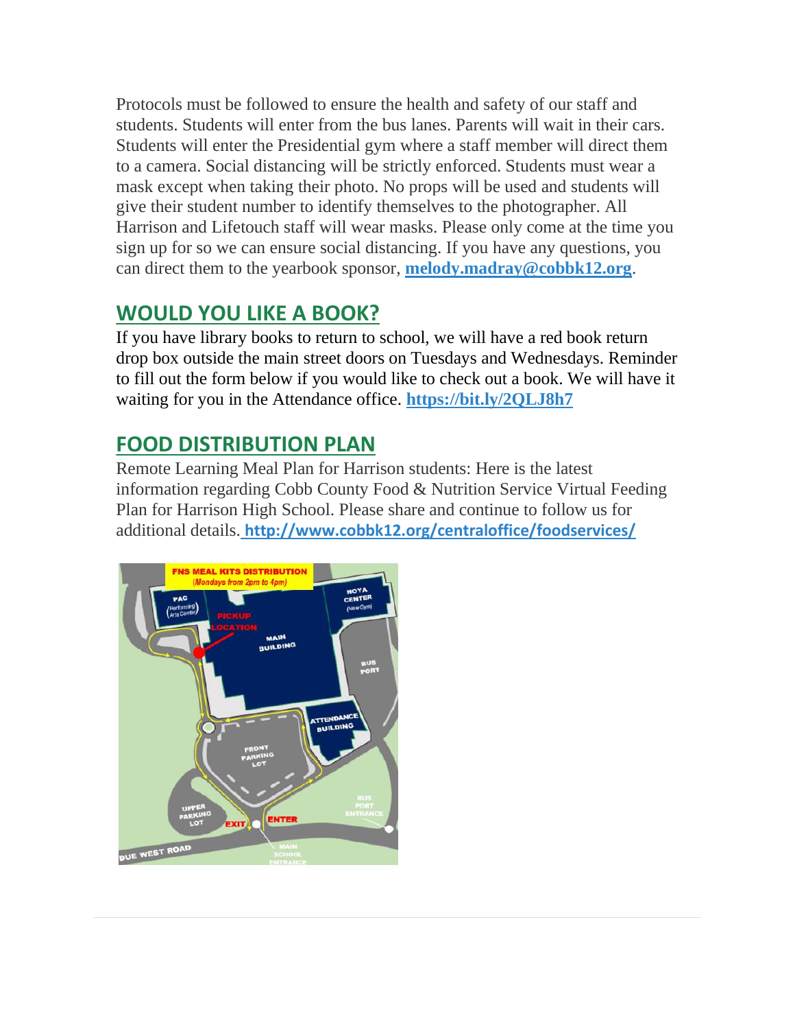Protocols must be followed to ensure the health and safety of our staff and students. Students will enter from the bus lanes. Parents will wait in their cars. Students will enter the Presidential gym where a staff member will direct them to a camera. Social distancing will be strictly enforced. Students must wear a mask except when taking their photo. No props will be used and students will give their student number to identify themselves to the photographer. All Harrison and Lifetouch staff will wear masks. Please only come at the time you sign up for so we can ensure social distancing. If you have any questions, you can direct them to the yearbook sponsor, **melody.madray@cobbk12.org**.

## WOULD YOU LIKE A BOOK?

If you have library books to return to school, we will have a red book return drop box outside the main street doors on Tuesdays and Wednesdays. Reminder to fill out the form below if you would like to check out a book. We will have it waiting for you in the Attendance office. **https://bit.ly/2QLJ8h7**

## FOOD DISTRIBUTION PLAN

Remote Learning Meal Plan for Harrison students: Here is the latest information regarding Cobb County Food & Nutrition Service Virtual Feeding Plan for Harrison High School. Please share and continue to follow us for additional details. **http://www.cobbk12.org/centraloffice/foodservices/**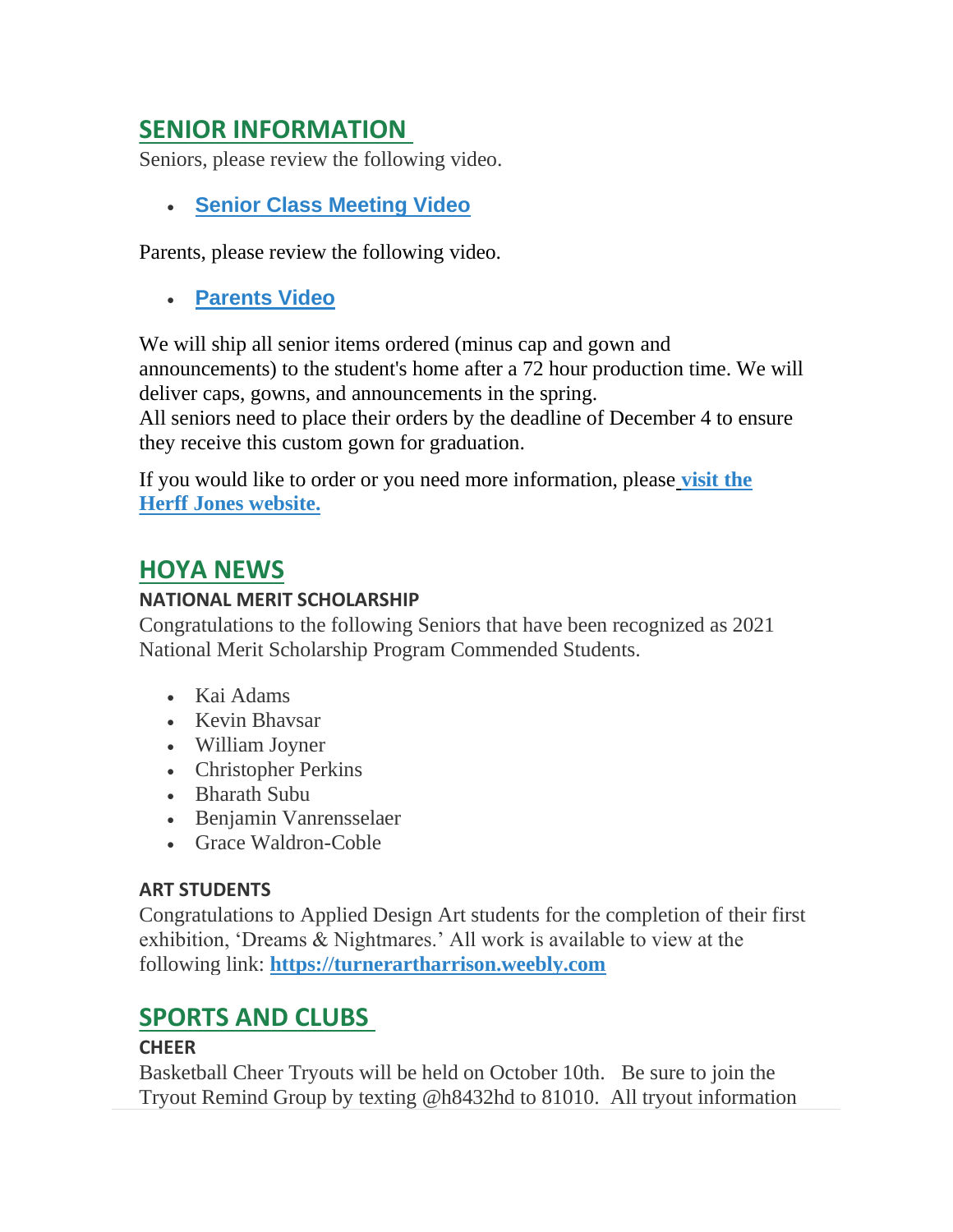## SENIOR INFORMATION

Seniors, please review the following video.

- **Senior Class Meeting Video**

Parents, please review the following video.

- **Parents Video**

We will ship all senior items ordered (minus cap and gown and announcements) to the student's home after a 72 hour production time. We will deliver caps, gowns, and announcements in the spring.
All seniors need to place their orders by the deadline of December 4 to ensure they receive this custom gown for graduation.

If you would like to order or you need more information, please **visit the Herff Jones website.**

## HOYA NEWS

### NATIONAL MERIT SCHOLARSHIP

Congratulations to the following Seniors that have been recognized as 2021 National Merit Scholarship Program Commended Students.

- Kai Adams
- Kevin Bhavsar
- William Joyner
- Christopher Perkins
- Bharath Subu
- Benjamin Vanrensselaer
- Grace Waldron-Coble

### ART STUDENTS

Congratulations to Applied Design Art students for the completion of their first exhibition, 'Dreams & Nightmares.' All work is available to view at the following link: **https://turnerartharrison.weebly.com**

## SPORTS AND CLUBS

### CHEER

Basketball Cheer Tryouts will be held on October 10th. Be sure to join the Tryout Remind Group by texting @h8432hd to 81010. All tryout information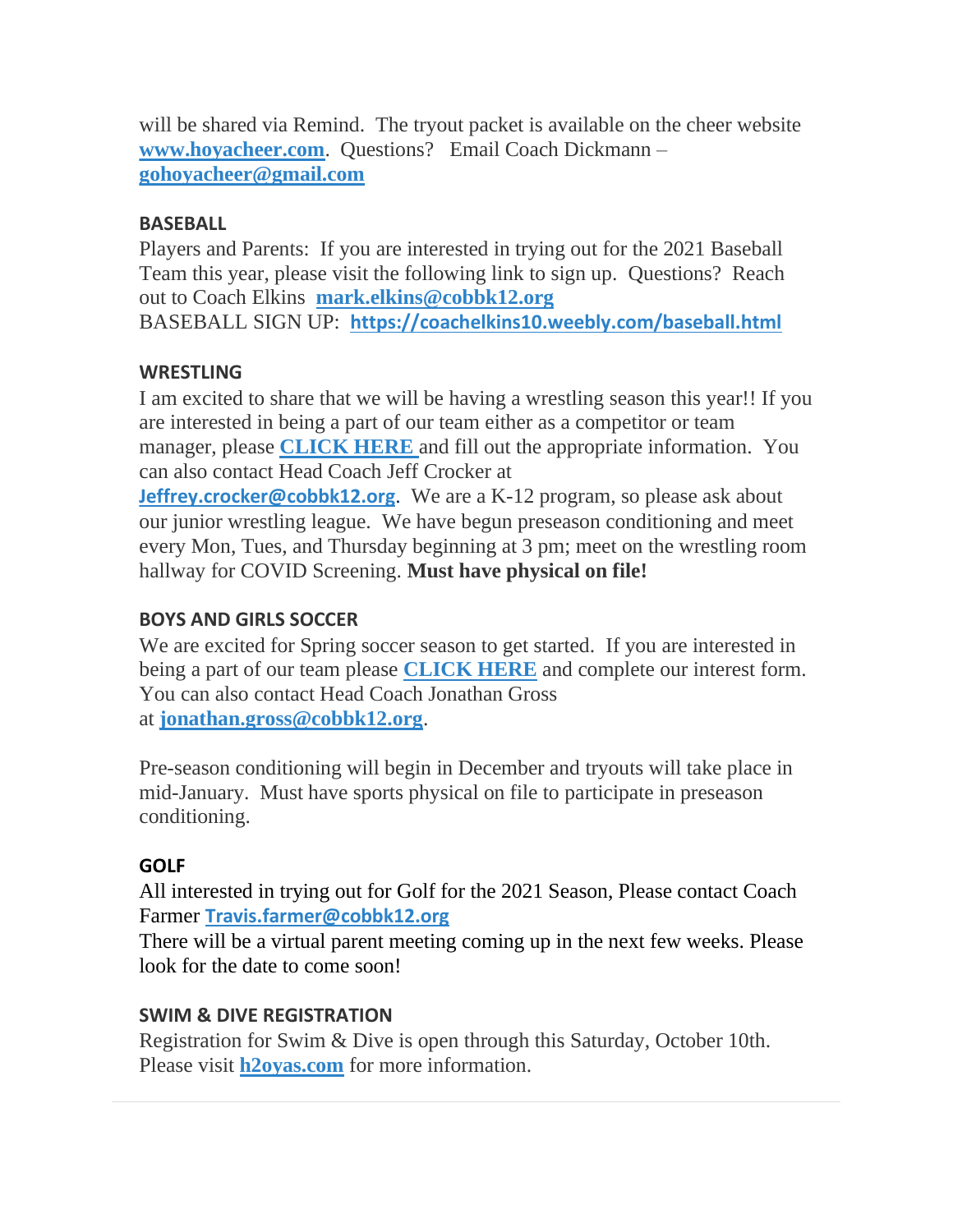will be shared via Remind. The tryout packet is available on the cheer website **www.hoyacheer.com**. Questions? Email Coach Dickmann – **gohoyacheer@gmail.com**

### BASEBALL

Players and Parents: If you are interested in trying out for the 2021 Baseball Team this year, please visit the following link to sign up. Questions? Reach out to Coach Elkins **mark.elkins@cobbk12.org**
BASEBALL SIGN UP: **https://coachelkins10.weebly.com/baseball.html**

### WRESTLING

I am excited to share that we will be having a wrestling season this year!! If you are interested in being a part of our team either as a competitor or team manager, please **CLICK HERE** and fill out the appropriate information. You can also contact Head Coach Jeff Crocker at **Jeffrey.crocker@cobbk12.org**. We are a K-12 program, so please ask about our junior wrestling league. We have begun preseason conditioning and meet every Mon, Tues, and Thursday beginning at 3 pm; meet on the wrestling room hallway for COVID Screening. **Must have physical on file!**

### BOYS AND GIRLS SOCCER

We are excited for Spring soccer season to get started. If you are interested in being a part of our team please **CLICK HERE** and complete our interest form. You can also contact Head Coach Jonathan Gross at **jonathan.gross@cobbk12.org**.

Pre-season conditioning will begin in December and tryouts will take place in mid-January. Must have sports physical on file to participate in preseason conditioning.

### GOLF

All interested in trying out for Golf for the 2021 Season, Please contact Coach Farmer **Travis.farmer@cobbk12.org**
There will be a virtual parent meeting coming up in the next few weeks. Please look for the date to come soon!

### SWIM & DIVE REGISTRATION

Registration for Swim & Dive is open through this Saturday, October 10th. Please visit **h2oyas.com** for more information.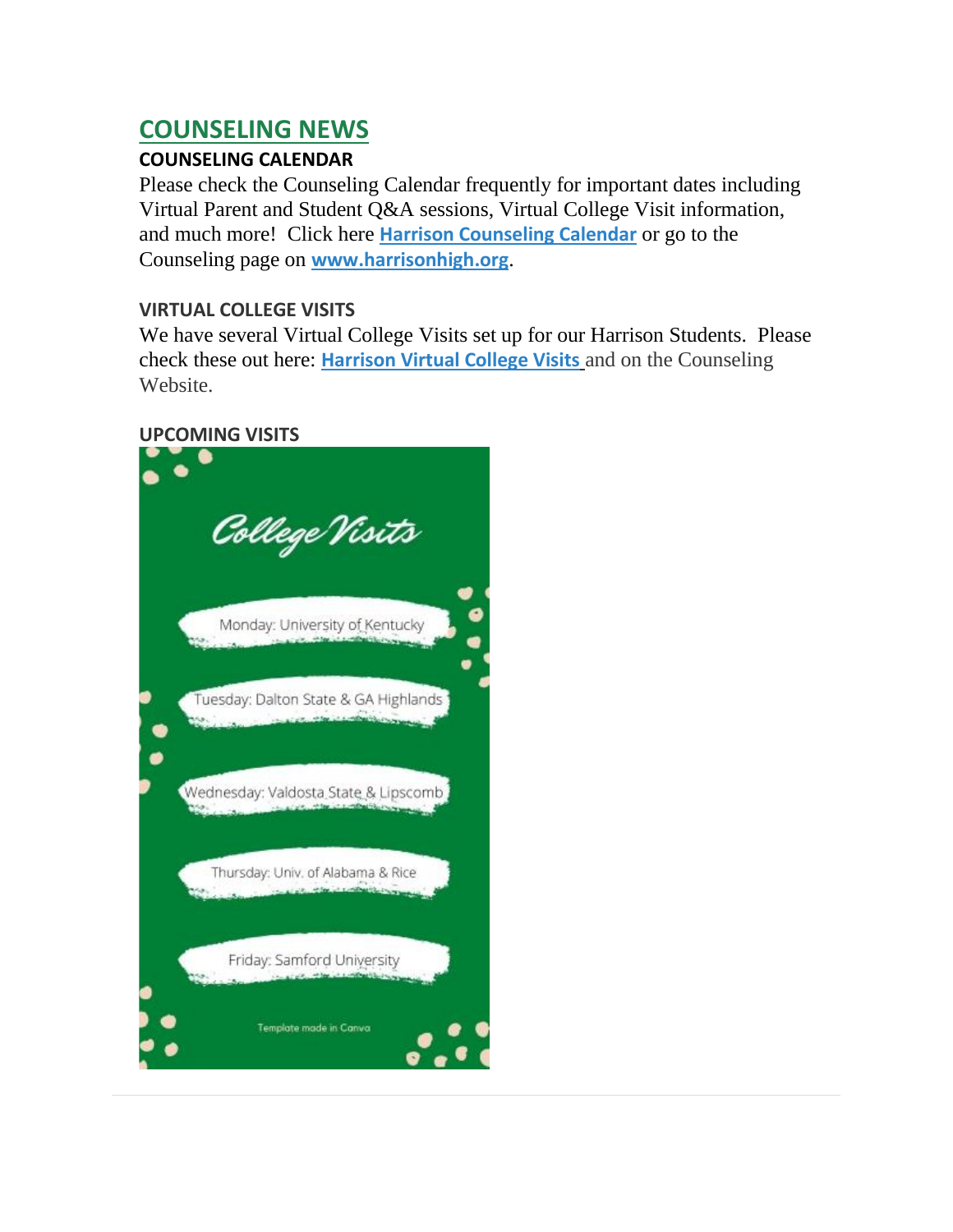# COUNSELING NEWS

### COUNSELING CALENDAR

Please check the Counseling Calendar frequently for important dates including Virtual Parent and Student Q&A sessions, Virtual College Visit information, and much more! Click here **Harrison Counseling Calendar** or go to the Counseling page on **www.harrisonhigh.org**.

### VIRTUAL COLLEGE VISITS

We have several Virtual College Visits set up for our Harrison Students. Please check these out here: **Harrison Virtual College Visits** and on the Counseling Website.

### UPCOMING VISITS

*College Visits*

- Monday: University of Kentucky
- Tuesday: Dalton State & GA Highlands
- Wednesday: Valdosta State & Lipscomb
- Thursday: Univ. of Alabama & Rice
- Friday: Samford University

Template made in Canva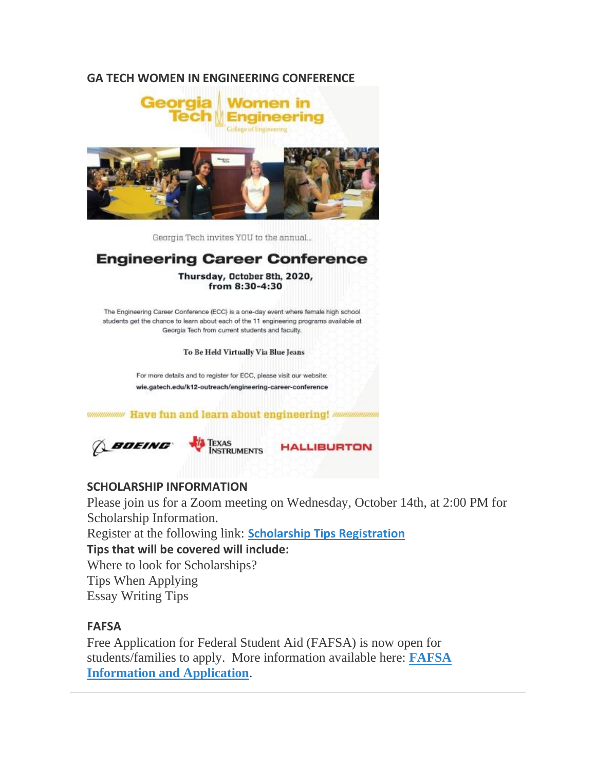### GA TECH WOMEN IN ENGINEERING CONFERENCE

Georgia Tech | Women in Engineering
College of Engineering

Georgia Tech invites YOU to the annual...

**Engineering Career Conference**

**Thursday, October 8th, 2020, from 8:30-4:30**

The Engineering Career Conference (ECC) is a one-day event where female high school students get the chance to learn about each of the 11 engineering programs available at Georgia Tech from current students and faculty.

To Be Held Virtually Via Blue Jeans

For more details and to register for ECC, please visit our website: **wie.gatech.edu/k12-outreach/engineering-career-conference**

Have fun and learn about engineering!

BOEING | Texas Instruments | HALLIBURTON

### SCHOLARSHIP INFORMATION

Please join us for a Zoom meeting on Wednesday, October 14th, at 2:00 PM for Scholarship Information.

Register at the following link: **Scholarship Tips Registration**

**Tips that will be covered will include:**

Where to look for Scholarships?
Tips When Applying
Essay Writing Tips

### FAFSA

Free Application for Federal Student Aid (FAFSA) is now open for students/families to apply. More information available here: **FAFSA Information and Application**.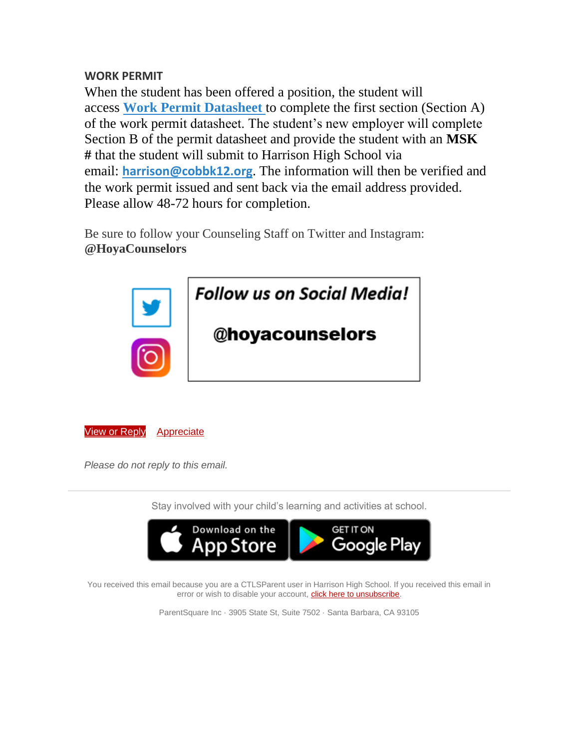**WORK PERMIT**

When the student has been offered a position, the student will access **Work Permit Datasheet** to complete the first section (Section A) of the work permit datasheet. The student's new employer will complete Section B of the permit datasheet and provide the student with an **MSK #** that the student will submit to Harrison High School via email: **harrison@cobbk12.org**. The information will then be verified and the work permit issued and sent back via the email address provided. Please allow 48-72 hours for completion.

Be sure to follow your Counseling Staff on Twitter and Instagram: **@HoyaCounselors**

***Follow us on Social Media!***

**@hoyacounselors**

View or Reply Appreciate

*Please do not reply to this email.*

---

Stay involved with your child's learning and activities at school.

Download on the App Store GET IT ON Google Play

You received this email because you are a CTLSParent user in Harrison High School. If you received this email in error or wish to disable your account, click here to unsubscribe.

ParentSquare Inc · 3905 State St, Suite 7502 · Santa Barbara, CA 93105